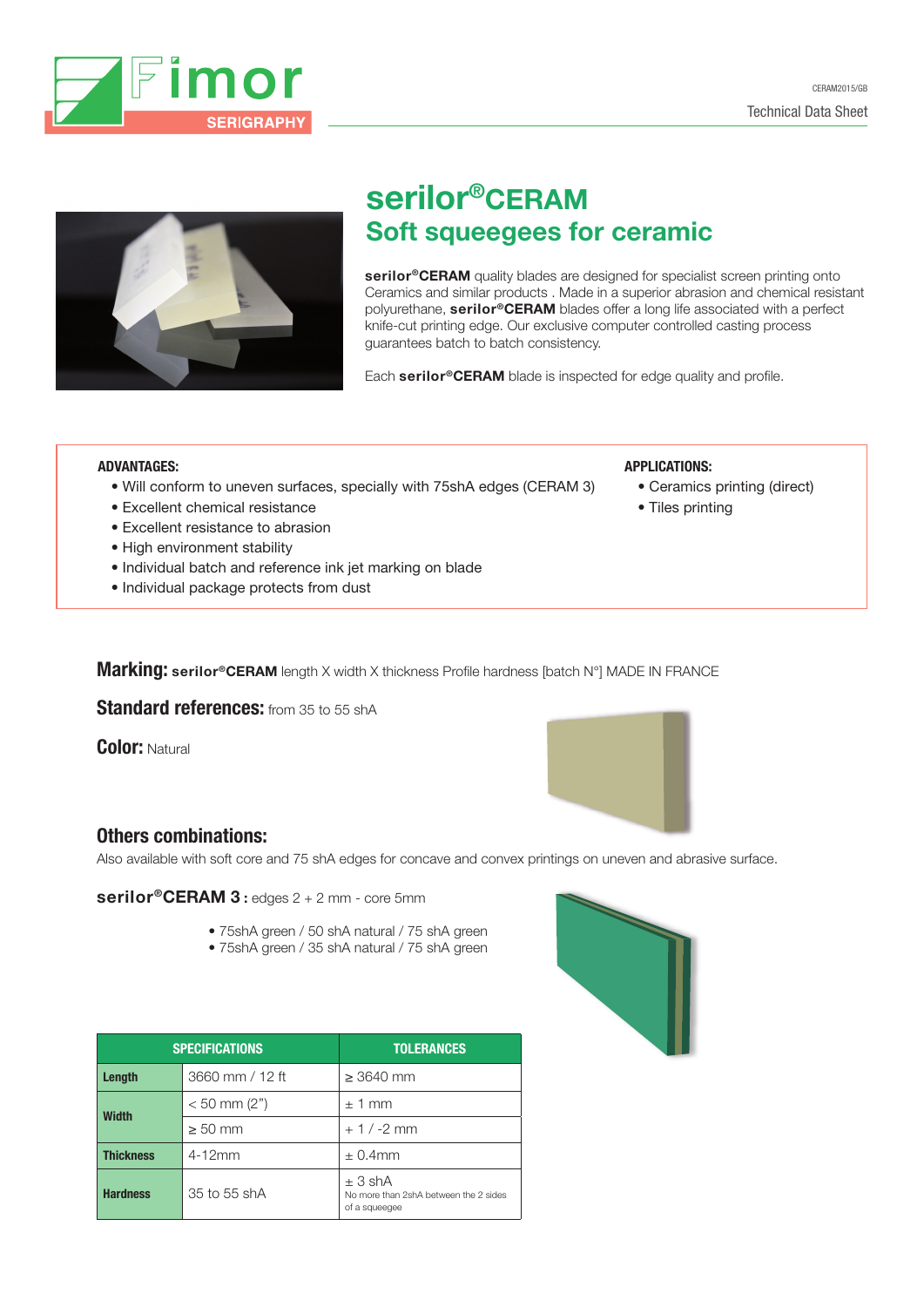Fimor SERIGRAPHY

CERAM2015/GB

Technical Data Sheet

# serilor®CERAM

## Soft squeegees for ceramic

**serilor®CERAM** quality blades are designed for specialist screen printing onto Ceramics and similar products . Made in a superior abrasion and chemical resistant polyurethane, **serilor®CERAM** blades offer a long life associated with a perfect knife-cut printing edge. Our exclusive computer controlled casting process guarantees batch to batch consistency.

Each **serilor®CERAM** blade is inspected for edge quality and profile.

**ADVANTAGES:**

- Will conform to uneven surfaces, specially with 75shA edges (CERAM 3)
- Excellent chemical resistance
- Excellent resistance to abrasion
- High environment stability
- Individual batch and reference ink jet marking on blade
- Individual package protects from dust

**APPLICATIONS:**

- Ceramics printing (direct)
- Tiles printing

**Marking:** **serilor®CERAM** length X width X thickness Profile hardness [batch N°] MADE IN FRANCE

**Standard references:** from 35 to 55 shA

**Color:** Natural

### Others combinations:

Also available with soft core and 75 shA edges for concave and convex printings on uneven and abrasive surface.

**serilor®CERAM 3 :** edges 2 + 2 mm - core 5mm

- 75shA green / 50 shA natural / 75 shA green
- 75shA green / 35 shA natural / 75 shA green

| SPECIFICATIONS | | TOLERANCES |
|---|---|---|
| **Length** | 3660 mm / 12 ft | ≥ 3640 mm |
| **Width** | < 50 mm (2") | ± 1 mm |
| | ≥ 50 mm | + 1 / -2 mm |
| **Thickness** | 4-12mm | ± 0.4mm |
| **Hardness** | 35 to 55 shA | ± 3 shA<br>No more than 2shA between the 2 sides of a squeegee |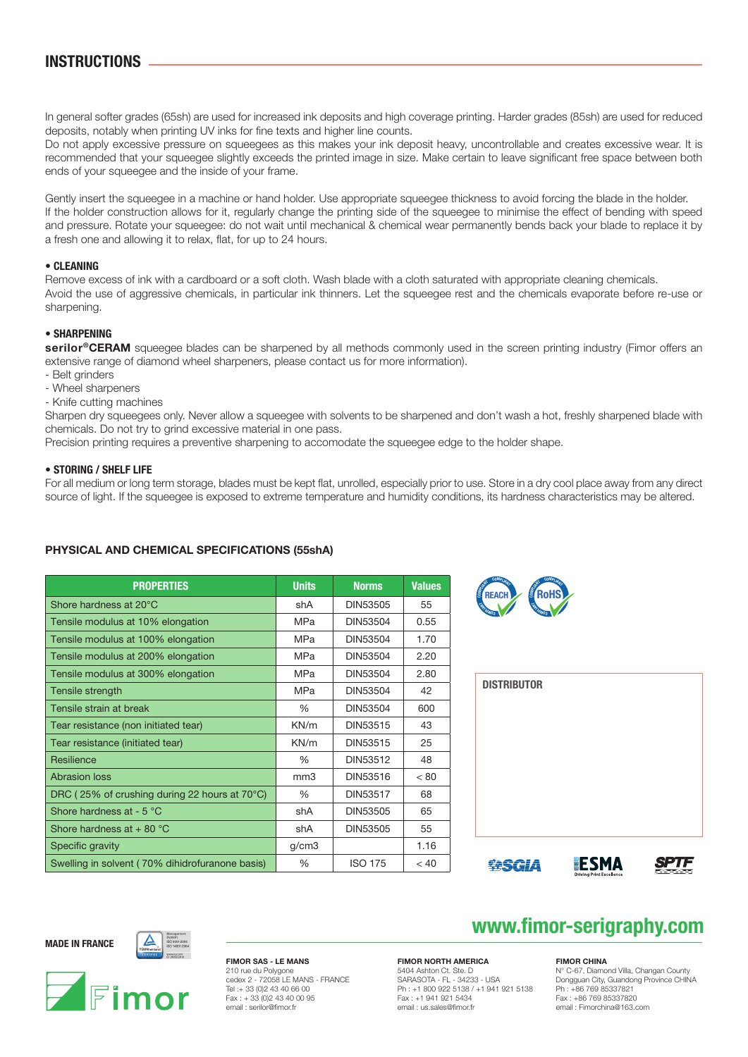## INSTRUCTIONS

In general softer grades (65sh) are used for increased ink deposits and high coverage printing. Harder grades (85sh) are used for reduced deposits, notably when printing UV inks for fine texts and higher line counts.
Do not apply excessive pressure on squeegees as this makes your ink deposit heavy, uncontrollable and creates excessive wear. It is recommended that your squeegee slightly exceeds the printed image in size. Make certain to leave significant free space between both ends of your squeegee and the inside of your frame.

Gently insert the squeegee in a machine or hand holder. Use appropriate squeegee thickness to avoid forcing the blade in the holder.
If the holder construction allows for it, regularly change the printing side of the squeegee to minimise the effect of bending with speed and pressure. Rotate your squeegee: do not wait until mechanical & chemical wear permanently bends back your blade to replace it by a fresh one and allowing it to relax, flat, for up to 24 hours.

**• CLEANING**

Remove excess of ink with a cardboard or a soft cloth. Wash blade with a cloth saturated with appropriate cleaning chemicals.
Avoid the use of aggressive chemicals, in particular ink thinners. Let the squeegee rest and the chemicals evaporate before re-use or sharpening.

**• SHARPENING**

**serilor®CERAM** squeegee blades can be sharpened by all methods commonly used in the screen printing industry (Fimor offers an extensive range of diamond wheel sharpeners, please contact us for more information).
- Belt grinders
- Wheel sharpeners
- Knife cutting machines

Sharpen dry squeegees only. Never allow a squeegee with solvents to be sharpened and don't wash a hot, freshly sharpened blade with chemicals. Do not try to grind excessive material in one pass.
Precision printing requires a preventive sharpening to accomodate the squeegee edge to the holder shape.

**• STORING / SHELF LIFE**

For all medium or long term storage, blades must be kept flat, unrolled, especially prior to use. Store in a dry cool place away from any direct source of light. If the squeegee is exposed to extreme temperature and humidity conditions, its hardness characteristics may be altered.

### PHYSICAL AND CHEMICAL SPECIFICATIONS (55shA)

| PROPERTIES | Units | Norms | Values |
|---|---|---|---|
| Shore hardness at 20°C | shA | DIN53505 | 55 |
| Tensile modulus at 10% elongation | MPa | DIN53504 | 0.55 |
| Tensile modulus at 100% elongation | MPa | DIN53504 | 1.70 |
| Tensile modulus at 200% elongation | MPa | DIN53504 | 2.20 |
| Tensile modulus at 300% elongation | MPa | DIN53504 | 2.80 |
| Tensile strength | MPa | DIN53504 | 42 |
| Tensile strain at break | % | DIN53504 | 600 |
| Tear resistance (non initiated tear) | KN/m | DIN53515 | 43 |
| Tear resistance (initiated tear) | KN/m | DIN53515 | 25 |
| Resilience | % | DIN53512 | 48 |
| Abrasion loss | mm3 | DIN53516 | < 80 |
| DRC ( 25% of crushing during 22 hours at 70°C) | % | DIN53517 | 68 |
| Shore hardness at - 5 °C | shA | DIN53505 | 65 |
| Shore hardness at + 80 °C | shA | DIN53505 | 55 |
| Specific gravity | g/cm3 | | 1.16 |
| Swelling in solvent ( 70% dihidrofuranone basis) | % | ISO 175 | < 40 |

REACH COMPLIANT · RoHS COMPLIANT

**DISTRIBUTOR**

SGIA · ESMA Driving Print Excellence · SPTF

**MADE IN FRANCE**

**www.fimor-serigraphy.com**

**FIMOR SAS - LE MANS**
210 rue du Polygone
cedex 2 - 72058 LE MANS - FRANCE
Tel :+ 33 (0)2 43 40 66 00
Fax : + 33 (0)2 43 40 00 95
email : serilor@fimor.fr

**FIMOR NORTH AMERICA**
5404 Ashton Ct. Ste. D
SARASOTA - FL - 34233 - USA
Ph : +1 800 922 5138 / +1 941 921 5138
Fax : +1 941 921 5434
email : us.sales@fimor.fr

**FIMOR CHINA**
N° C-67, Diamond Villa, Changan County
Dongguan City, Guandong Province CHINA
Ph : +86 769 85337821
Fax : +86 769 85337820
email : Fimorchina@163.com